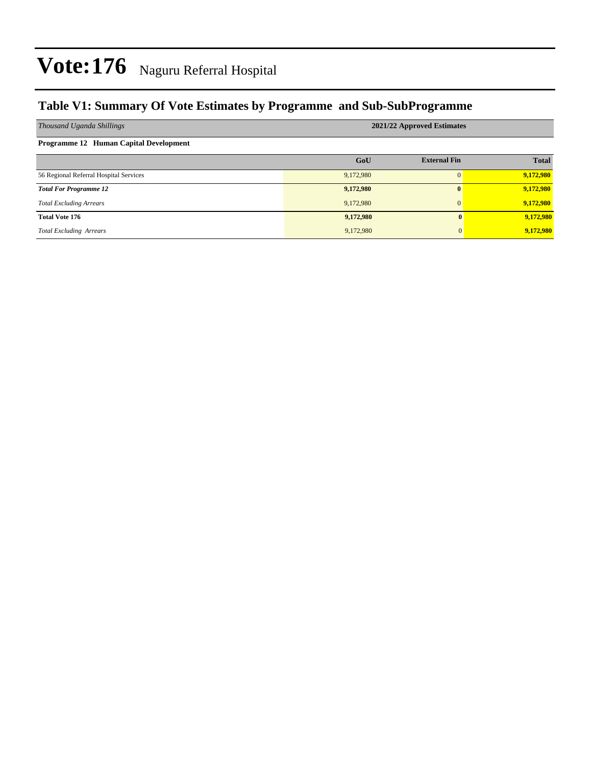# Vote:176 Naguru Referral Hospital

## Table V1: Summary Of Vote Estimates by Programme and Sub-SubProgramme

| *Thousand Uganda Shillings* | 2021/22 Approved Estimates | | |
|---|---|---|---|
| **Programme 12 Human Capital Development** | | | |
| | **GoU** | **External Fin** | **Total** |
| 56 Regional Referral Hospital Services | 9,172,980 | 0 | **9,172,980** |
| ***Total For Programme 12*** | **9,172,980** | **0** | **9,172,980** |
| *Total Excluding Arrears* | 9,172,980 | 0 | **9,172,980** |
| **Total Vote 176** | **9,172,980** | **0** | **9,172,980** |
| *Total Excluding Arrears* | 9,172,980 | 0 | **9,172,980** |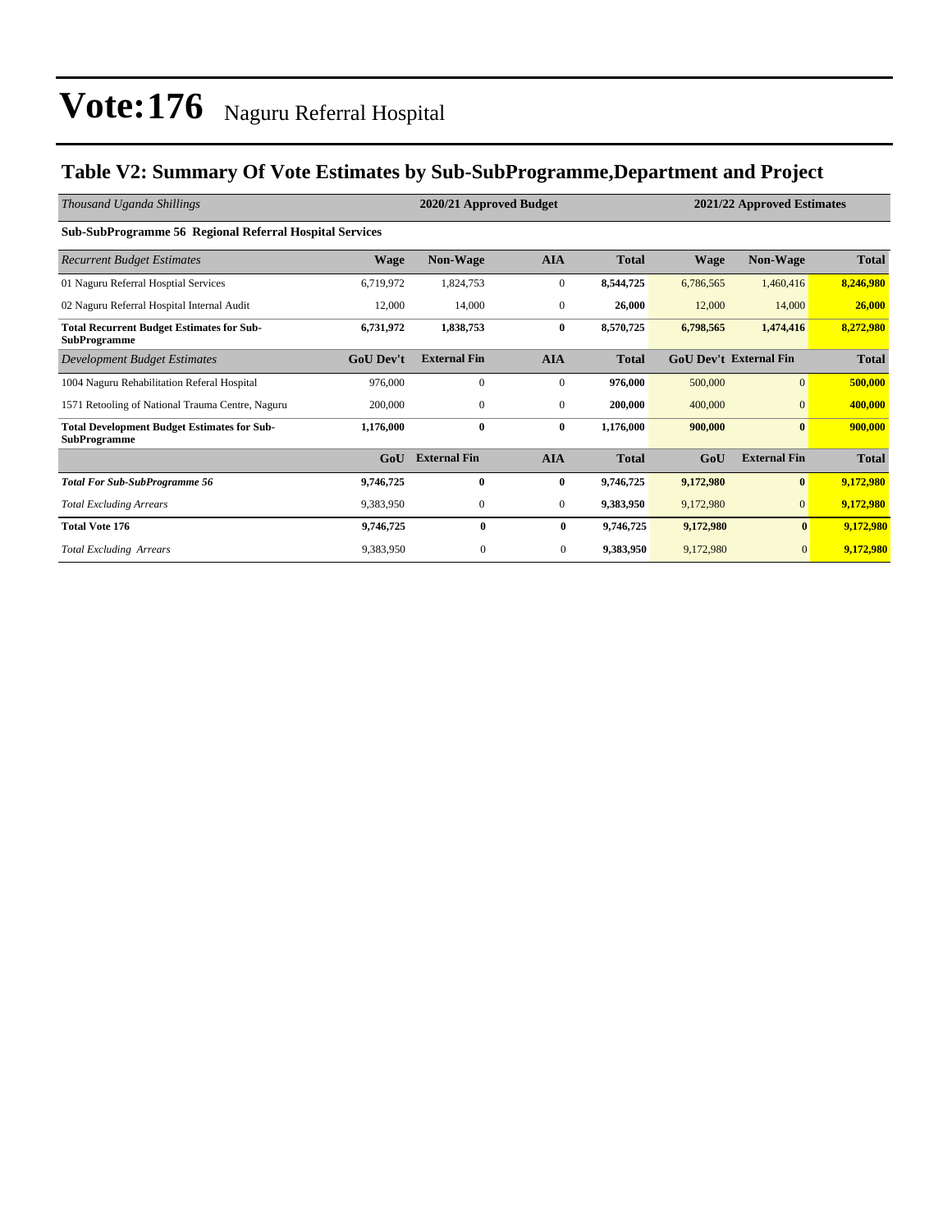# Vote:176 Naguru Referral Hospital

## Table V2: Summary Of Vote Estimates by Sub-SubProgramme,Department and Project

| *Thousand Uganda Shillings* | 2020/21 Approved Budget | | | | 2021/22 Approved Estimates | | |
|---|---|---|---|---|---|---|---|
| **Sub-SubProgramme 56 Regional Referral Hospital Services** | | | | | | | |
| *Recurrent Budget Estimates* | **Wage** | **Non-Wage** | **AIA** | **Total** | **Wage** | **Non-Wage** | **Total** |
| 01 Naguru Referral Hosptial Services | 6,719,972 | 1,824,753 | 0 | **8,544,725** | 6,786,565 | 1,460,416 | **8,246,980** |
| 02 Naguru Referral Hospital Internal Audit | 12,000 | 14,000 | 0 | **26,000** | 12,000 | 14,000 | **26,000** |
| **Total Recurrent Budget Estimates for Sub-SubProgramme** | **6,731,972** | **1,838,753** | **0** | **8,570,725** | **6,798,565** | **1,474,416** | **8,272,980** |
| *Development Budget Estimates* | **GoU Dev't** | **External Fin** | **AIA** | **Total** | **GoU Dev't** | **External Fin** | **Total** |
| 1004 Naguru Rehabilitation Referal Hospital | 976,000 | 0 | 0 | **976,000** | 500,000 | 0 | **500,000** |
| 1571 Retooling of National Trauma Centre, Naguru | 200,000 | 0 | 0 | **200,000** | 400,000 | 0 | **400,000** |
| **Total Development Budget Estimates for Sub-SubProgramme** | **1,176,000** | **0** | **0** | **1,176,000** | **900,000** | **0** | **900,000** |
| | **GoU** | **External Fin** | **AIA** | **Total** | **GoU** | **External Fin** | **Total** |
| ***Total For Sub-SubProgramme 56*** | **9,746,725** | **0** | **0** | **9,746,725** | **9,172,980** | **0** | **9,172,980** |
| *Total Excluding Arrears* | 9,383,950 | 0 | 0 | **9,383,950** | 9,172,980 | 0 | **9,172,980** |
| **Total Vote 176** | **9,746,725** | **0** | **0** | **9,746,725** | **9,172,980** | **0** | **9,172,980** |
| *Total Excluding Arrears* | 9,383,950 | 0 | 0 | **9,383,950** | 9,172,980 | 0 | **9,172,980** |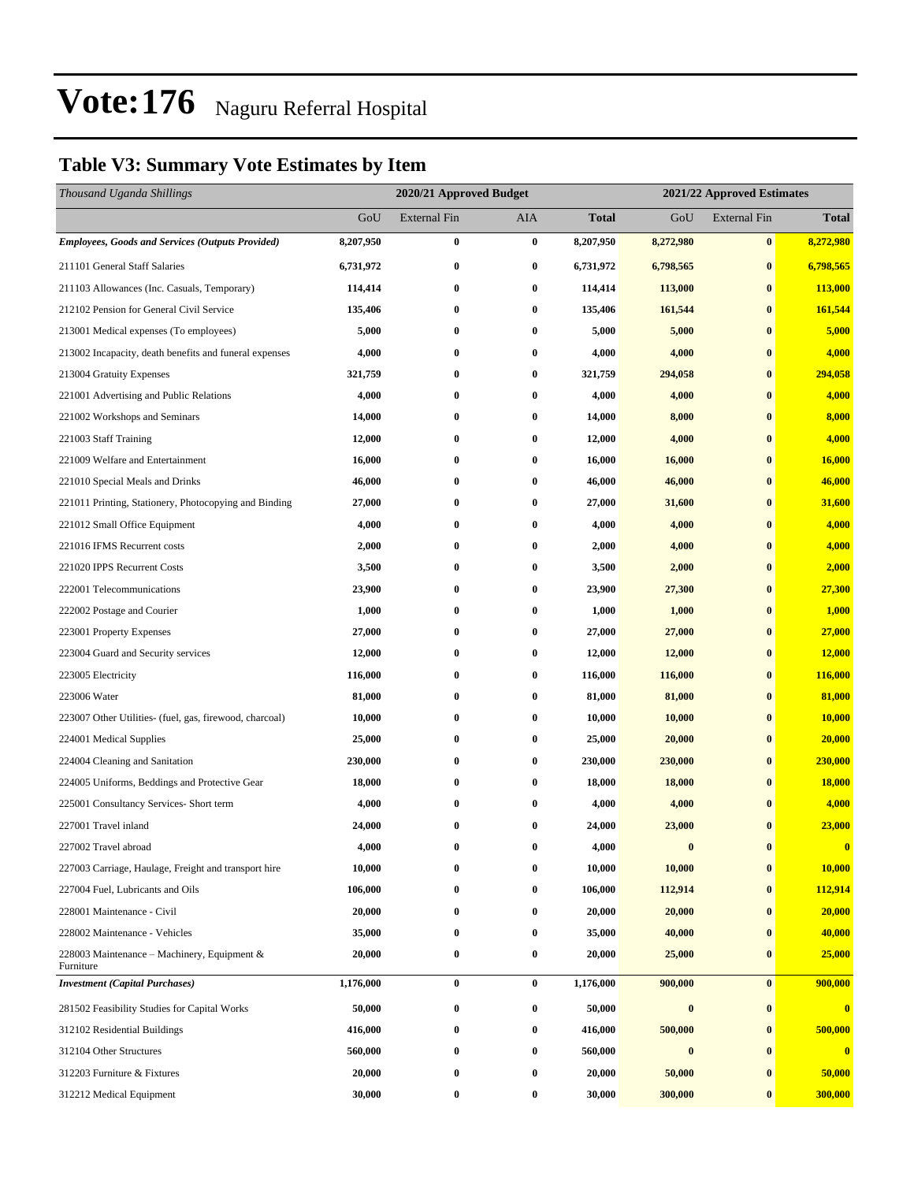# Vote:176 Naguru Referral Hospital

## Table V3: Summary Vote Estimates by Item

| *Thousand Uganda Shillings* | 2020/21 Approved Budget | | | | 2021/22 Approved Estimates | | |
|---|---|---|---|---|---|---|---|
| | GoU | External Fin | AIA | **Total** | GoU | External Fin | **Total** |
| ***Employees, Goods and Services (Outputs Provided)*** | **8,207,950** | **0** | **0** | **8,207,950** | **8,272,980** | **0** | **8,272,980** |
| 211101 General Staff Salaries | **6,731,972** | **0** | **0** | **6,731,972** | **6,798,565** | **0** | **6,798,565** |
| 211103 Allowances (Inc. Casuals, Temporary) | **114,414** | **0** | **0** | **114,414** | **113,000** | **0** | **113,000** |
| 212102 Pension for General Civil Service | **135,406** | **0** | **0** | **135,406** | **161,544** | **0** | **161,544** |
| 213001 Medical expenses (To employees) | **5,000** | **0** | **0** | **5,000** | **5,000** | **0** | **5,000** |
| 213002 Incapacity, death benefits and funeral expenses | **4,000** | **0** | **0** | **4,000** | **4,000** | **0** | **4,000** |
| 213004 Gratuity Expenses | **321,759** | **0** | **0** | **321,759** | **294,058** | **0** | **294,058** |
| 221001 Advertising and Public Relations | **4,000** | **0** | **0** | **4,000** | **4,000** | **0** | **4,000** |
| 221002 Workshops and Seminars | **14,000** | **0** | **0** | **14,000** | **8,000** | **0** | **8,000** |
| 221003 Staff Training | **12,000** | **0** | **0** | **12,000** | **4,000** | **0** | **4,000** |
| 221009 Welfare and Entertainment | **16,000** | **0** | **0** | **16,000** | **16,000** | **0** | **16,000** |
| 221010 Special Meals and Drinks | **46,000** | **0** | **0** | **46,000** | **46,000** | **0** | **46,000** |
| 221011 Printing, Stationery, Photocopying and Binding | **27,000** | **0** | **0** | **27,000** | **31,600** | **0** | **31,600** |
| 221012 Small Office Equipment | **4,000** | **0** | **0** | **4,000** | **4,000** | **0** | **4,000** |
| 221016 IFMS Recurrent costs | **2,000** | **0** | **0** | **2,000** | **4,000** | **0** | **4,000** |
| 221020 IPPS Recurrent Costs | **3,500** | **0** | **0** | **3,500** | **2,000** | **0** | **2,000** |
| 222001 Telecommunications | **23,900** | **0** | **0** | **23,900** | **27,300** | **0** | **27,300** |
| 222002 Postage and Courier | **1,000** | **0** | **0** | **1,000** | **1,000** | **0** | **1,000** |
| 223001 Property Expenses | **27,000** | **0** | **0** | **27,000** | **27,000** | **0** | **27,000** |
| 223004 Guard and Security services | **12,000** | **0** | **0** | **12,000** | **12,000** | **0** | **12,000** |
| 223005 Electricity | **116,000** | **0** | **0** | **116,000** | **116,000** | **0** | **116,000** |
| 223006 Water | **81,000** | **0** | **0** | **81,000** | **81,000** | **0** | **81,000** |
| 223007 Other Utilities- (fuel, gas, firewood, charcoal) | **10,000** | **0** | **0** | **10,000** | **10,000** | **0** | **10,000** |
| 224001 Medical Supplies | **25,000** | **0** | **0** | **25,000** | **20,000** | **0** | **20,000** |
| 224004 Cleaning and Sanitation | **230,000** | **0** | **0** | **230,000** | **230,000** | **0** | **230,000** |
| 224005 Uniforms, Beddings and Protective Gear | **18,000** | **0** | **0** | **18,000** | **18,000** | **0** | **18,000** |
| 225001 Consultancy Services- Short term | **4,000** | **0** | **0** | **4,000** | **4,000** | **0** | **4,000** |
| 227001 Travel inland | **24,000** | **0** | **0** | **24,000** | **23,000** | **0** | **23,000** |
| 227002 Travel abroad | **4,000** | **0** | **0** | **4,000** | **0** | **0** | **0** |
| 227003 Carriage, Haulage, Freight and transport hire | **10,000** | **0** | **0** | **10,000** | **10,000** | **0** | **10,000** |
| 227004 Fuel, Lubricants and Oils | **106,000** | **0** | **0** | **106,000** | **112,914** | **0** | **112,914** |
| 228001 Maintenance - Civil | **20,000** | **0** | **0** | **20,000** | **20,000** | **0** | **20,000** |
| 228002 Maintenance - Vehicles | **35,000** | **0** | **0** | **35,000** | **40,000** | **0** | **40,000** |
| 228003 Maintenance – Machinery, Equipment & Furniture | **20,000** | **0** | **0** | **20,000** | **25,000** | **0** | **25,000** |
| ***Investment (Capital Purchases)*** | **1,176,000** | **0** | **0** | **1,176,000** | **900,000** | **0** | **900,000** |
| 281502 Feasibility Studies for Capital Works | **50,000** | **0** | **0** | **50,000** | **0** | **0** | **0** |
| 312102 Residential Buildings | **416,000** | **0** | **0** | **416,000** | **500,000** | **0** | **500,000** |
| 312104 Other Structures | **560,000** | **0** | **0** | **560,000** | **0** | **0** | **0** |
| 312203 Furniture & Fixtures | **20,000** | **0** | **0** | **20,000** | **50,000** | **0** | **50,000** |
| 312212 Medical Equipment | **30,000** | **0** | **0** | **30,000** | **300,000** | **0** | **300,000** |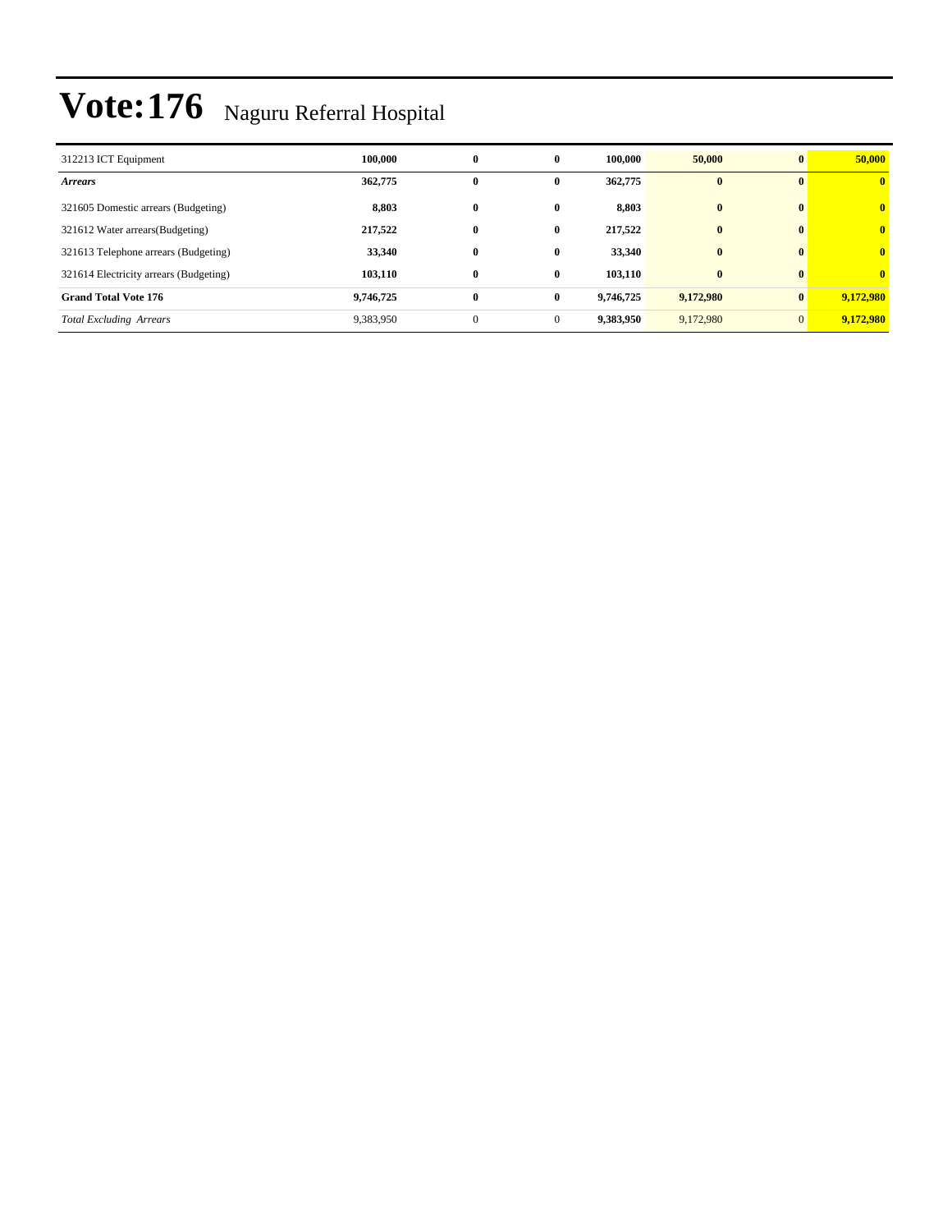# Vote:176 Naguru Referral Hospital

| | | | | | | | |
|---|---|---|---|---|---|---|---|
| 312213 ICT Equipment | **100,000** | **0** | **0** | **100,000** | **50,000** | **0** | **50,000** |
| ***Arrears*** | **362,775** | **0** | **0** | **362,775** | **0** | **0** | **0** |
| 321605 Domestic arrears (Budgeting) | **8,803** | **0** | **0** | **8,803** | **0** | **0** | **0** |
| 321612 Water arrears(Budgeting) | **217,522** | **0** | **0** | **217,522** | **0** | **0** | **0** |
| 321613 Telephone arrears (Budgeting) | **33,340** | **0** | **0** | **33,340** | **0** | **0** | **0** |
| 321614 Electricity arrears (Budgeting) | **103,110** | **0** | **0** | **103,110** | **0** | **0** | **0** |
| **Grand Total Vote 176** | **9,746,725** | **0** | **0** | **9,746,725** | **9,172,980** | **0** | **9,172,980** |
| *Total Excluding Arrears* | 9,383,950 | 0 | 0 | **9,383,950** | 9,172,980 | 0 | **9,172,980** |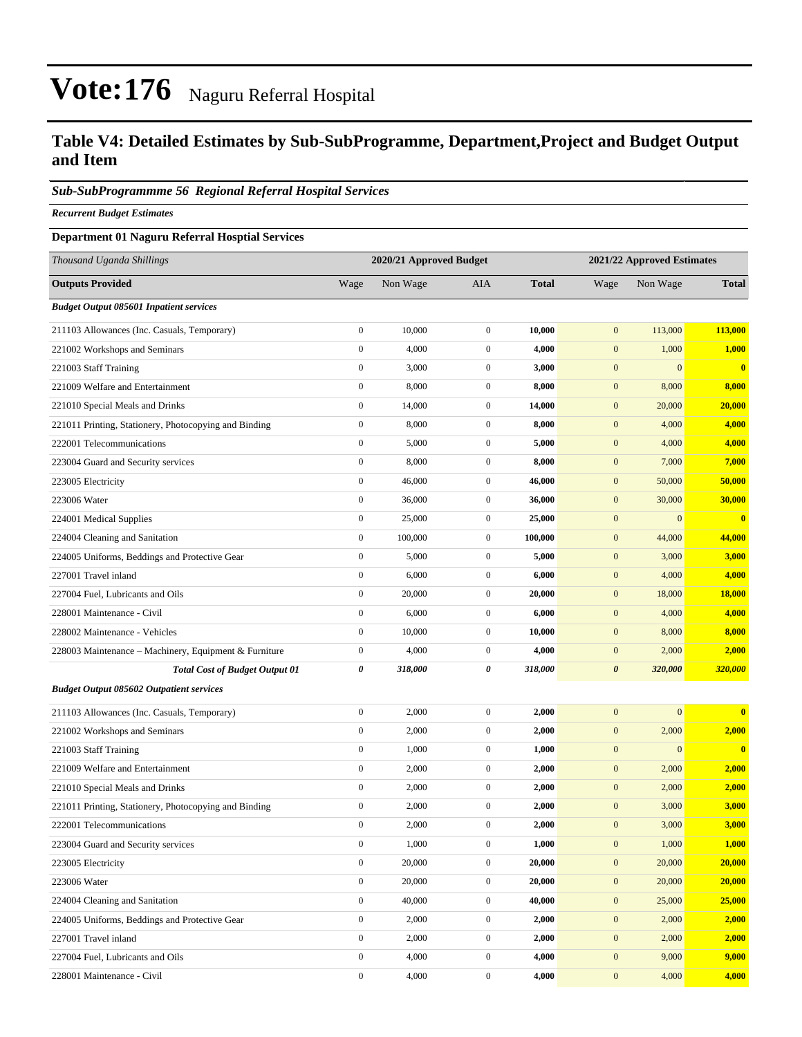# Vote:176 Naguru Referral Hospital

## Table V4: Detailed Estimates by Sub-SubProgramme, Department,Project and Budget Output and Item

### *Sub-SubProgrammme 56 Regional Referral Hospital Services*

***Recurrent Budget Estimates***

**Department 01 Naguru Referral Hosptial Services**

| *Thousand Uganda Shillings* | 2020/21 Approved Budget | | | | 2021/22 Approved Estimates | | |
|---|---|---|---|---|---|---|---|
| **Outputs Provided** | Wage | Non Wage | AIA | **Total** | Wage | Non Wage | **Total** |
| ***Budget Output 085601 Inpatient services*** | | | | | | | |
| 211103 Allowances (Inc. Casuals, Temporary) | 0 | 10,000 | 0 | **10,000** | 0 | 113,000 | **113,000** |
| 221002 Workshops and Seminars | 0 | 4,000 | 0 | **4,000** | 0 | 1,000 | **1,000** |
| 221003 Staff Training | 0 | 3,000 | 0 | **3,000** | 0 | 0 | **0** |
| 221009 Welfare and Entertainment | 0 | 8,000 | 0 | **8,000** | 0 | 8,000 | **8,000** |
| 221010 Special Meals and Drinks | 0 | 14,000 | 0 | **14,000** | 0 | 20,000 | **20,000** |
| 221011 Printing, Stationery, Photocopying and Binding | 0 | 8,000 | 0 | **8,000** | 0 | 4,000 | **4,000** |
| 222001 Telecommunications | 0 | 5,000 | 0 | **5,000** | 0 | 4,000 | **4,000** |
| 223004 Guard and Security services | 0 | 8,000 | 0 | **8,000** | 0 | 7,000 | **7,000** |
| 223005 Electricity | 0 | 46,000 | 0 | **46,000** | 0 | 50,000 | **50,000** |
| 223006 Water | 0 | 36,000 | 0 | **36,000** | 0 | 30,000 | **30,000** |
| 224001 Medical Supplies | 0 | 25,000 | 0 | **25,000** | 0 | 0 | **0** |
| 224004 Cleaning and Sanitation | 0 | 100,000 | 0 | **100,000** | 0 | 44,000 | **44,000** |
| 224005 Uniforms, Beddings and Protective Gear | 0 | 5,000 | 0 | **5,000** | 0 | 3,000 | **3,000** |
| 227001 Travel inland | 0 | 6,000 | 0 | **6,000** | 0 | 4,000 | **4,000** |
| 227004 Fuel, Lubricants and Oils | 0 | 20,000 | 0 | **20,000** | 0 | 18,000 | **18,000** |
| 228001 Maintenance - Civil | 0 | 6,000 | 0 | **6,000** | 0 | 4,000 | **4,000** |
| 228002 Maintenance - Vehicles | 0 | 10,000 | 0 | **10,000** | 0 | 8,000 | **8,000** |
| 228003 Maintenance – Machinery, Equipment & Furniture | 0 | 4,000 | 0 | **4,000** | 0 | 2,000 | **2,000** |
| ***Total Cost of Budget Output 01*** | ***0*** | ***318,000*** | ***0*** | ***318,000*** | ***0*** | ***320,000*** | ***320,000*** |
| ***Budget Output 085602 Outpatient services*** | | | | | | | |
| 211103 Allowances (Inc. Casuals, Temporary) | 0 | 2,000 | 0 | **2,000** | 0 | 0 | **0** |
| 221002 Workshops and Seminars | 0 | 2,000 | 0 | **2,000** | 0 | 2,000 | **2,000** |
| 221003 Staff Training | 0 | 1,000 | 0 | **1,000** | 0 | 0 | **0** |
| 221009 Welfare and Entertainment | 0 | 2,000 | 0 | **2,000** | 0 | 2,000 | **2,000** |
| 221010 Special Meals and Drinks | 0 | 2,000 | 0 | **2,000** | 0 | 2,000 | **2,000** |
| 221011 Printing, Stationery, Photocopying and Binding | 0 | 2,000 | 0 | **2,000** | 0 | 3,000 | **3,000** |
| 222001 Telecommunications | 0 | 2,000 | 0 | **2,000** | 0 | 3,000 | **3,000** |
| 223004 Guard and Security services | 0 | 1,000 | 0 | **1,000** | 0 | 1,000 | **1,000** |
| 223005 Electricity | 0 | 20,000 | 0 | **20,000** | 0 | 20,000 | **20,000** |
| 223006 Water | 0 | 20,000 | 0 | **20,000** | 0 | 20,000 | **20,000** |
| 224004 Cleaning and Sanitation | 0 | 40,000 | 0 | **40,000** | 0 | 25,000 | **25,000** |
| 224005 Uniforms, Beddings and Protective Gear | 0 | 2,000 | 0 | **2,000** | 0 | 2,000 | **2,000** |
| 227001 Travel inland | 0 | 2,000 | 0 | **2,000** | 0 | 2,000 | **2,000** |
| 227004 Fuel, Lubricants and Oils | 0 | 4,000 | 0 | **4,000** | 0 | 9,000 | **9,000** |
| 228001 Maintenance - Civil | 0 | 4,000 | 0 | **4,000** | 0 | 4,000 | **4,000** |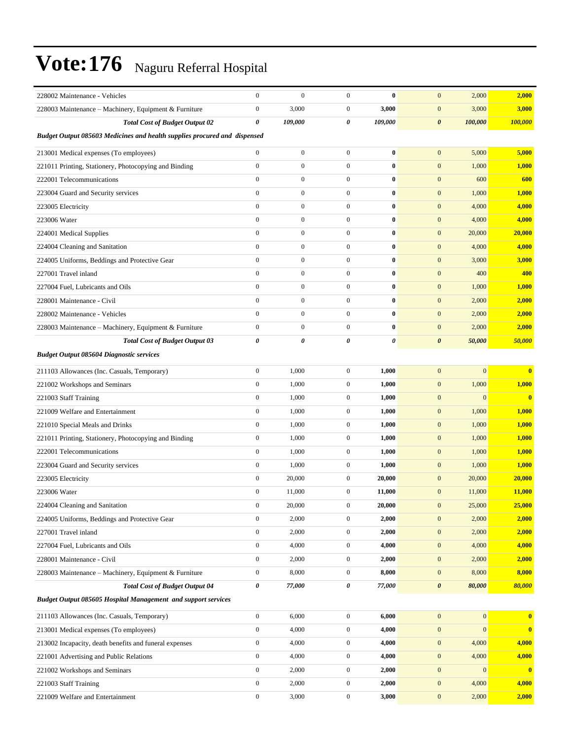# Vote:176 Naguru Referral Hospital

| | | | | | | | |
|---|---|---|---|---|---|---|---|
| 228002 Maintenance - Vehicles | 0 | 0 | 0 | **0** | 0 | 2,000 | **2,000** |
| 228003 Maintenance – Machinery, Equipment & Furniture | 0 | 3,000 | 0 | **3,000** | 0 | 3,000 | **3,000** |
| ***Total Cost of Budget Output 02*** | ***0*** | ***109,000*** | ***0*** | ***109,000*** | ***0*** | ***100,000*** | ***100,000*** |
| ***Budget Output 085603 Medicines and health supplies procured and dispensed*** | | | | | | | |
| 213001 Medical expenses (To employees) | 0 | 0 | 0 | **0** | 0 | 5,000 | **5,000** |
| 221011 Printing, Stationery, Photocopying and Binding | 0 | 0 | 0 | **0** | 0 | 1,000 | **1,000** |
| 222001 Telecommunications | 0 | 0 | 0 | **0** | 0 | 600 | **600** |
| 223004 Guard and Security services | 0 | 0 | 0 | **0** | 0 | 1,000 | **1,000** |
| 223005 Electricity | 0 | 0 | 0 | **0** | 0 | 4,000 | **4,000** |
| 223006 Water | 0 | 0 | 0 | **0** | 0 | 4,000 | **4,000** |
| 224001 Medical Supplies | 0 | 0 | 0 | **0** | 0 | 20,000 | **20,000** |
| 224004 Cleaning and Sanitation | 0 | 0 | 0 | **0** | 0 | 4,000 | **4,000** |
| 224005 Uniforms, Beddings and Protective Gear | 0 | 0 | 0 | **0** | 0 | 3,000 | **3,000** |
| 227001 Travel inland | 0 | 0 | 0 | **0** | 0 | 400 | **400** |
| 227004 Fuel, Lubricants and Oils | 0 | 0 | 0 | **0** | 0 | 1,000 | **1,000** |
| 228001 Maintenance - Civil | 0 | 0 | 0 | **0** | 0 | 2,000 | **2,000** |
| 228002 Maintenance - Vehicles | 0 | 0 | 0 | **0** | 0 | 2,000 | **2,000** |
| 228003 Maintenance – Machinery, Equipment & Furniture | 0 | 0 | 0 | **0** | 0 | 2,000 | **2,000** |
| ***Total Cost of Budget Output 03*** | ***0*** | ***0*** | ***0*** | ***0*** | ***0*** | ***50,000*** | ***50,000*** |
| ***Budget Output 085604 Diagnostic services*** | | | | | | | |
| 211103 Allowances (Inc. Casuals, Temporary) | 0 | 1,000 | 0 | **1,000** | 0 | 0 | **0** |
| 221002 Workshops and Seminars | 0 | 1,000 | 0 | **1,000** | 0 | 1,000 | **1,000** |
| 221003 Staff Training | 0 | 1,000 | 0 | **1,000** | 0 | 0 | **0** |
| 221009 Welfare and Entertainment | 0 | 1,000 | 0 | **1,000** | 0 | 1,000 | **1,000** |
| 221010 Special Meals and Drinks | 0 | 1,000 | 0 | **1,000** | 0 | 1,000 | **1,000** |
| 221011 Printing, Stationery, Photocopying and Binding | 0 | 1,000 | 0 | **1,000** | 0 | 1,000 | **1,000** |
| 222001 Telecommunications | 0 | 1,000 | 0 | **1,000** | 0 | 1,000 | **1,000** |
| 223004 Guard and Security services | 0 | 1,000 | 0 | **1,000** | 0 | 1,000 | **1,000** |
| 223005 Electricity | 0 | 20,000 | 0 | **20,000** | 0 | 20,000 | **20,000** |
| 223006 Water | 0 | 11,000 | 0 | **11,000** | 0 | 11,000 | **11,000** |
| 224004 Cleaning and Sanitation | 0 | 20,000 | 0 | **20,000** | 0 | 25,000 | **25,000** |
| 224005 Uniforms, Beddings and Protective Gear | 0 | 2,000 | 0 | **2,000** | 0 | 2,000 | **2,000** |
| 227001 Travel inland | 0 | 2,000 | 0 | **2,000** | 0 | 2,000 | **2,000** |
| 227004 Fuel, Lubricants and Oils | 0 | 4,000 | 0 | **4,000** | 0 | 4,000 | **4,000** |
| 228001 Maintenance - Civil | 0 | 2,000 | 0 | **2,000** | 0 | 2,000 | **2,000** |
| 228003 Maintenance – Machinery, Equipment & Furniture | 0 | 8,000 | 0 | **8,000** | 0 | 8,000 | **8,000** |
| ***Total Cost of Budget Output 04*** | ***0*** | ***77,000*** | ***0*** | ***77,000*** | ***0*** | ***80,000*** | ***80,000*** |
| ***Budget Output 085605 Hospital Management and support services*** | | | | | | | |
| 211103 Allowances (Inc. Casuals, Temporary) | 0 | 6,000 | 0 | **6,000** | 0 | 0 | **0** |
| 213001 Medical expenses (To employees) | 0 | 4,000 | 0 | **4,000** | 0 | 0 | **0** |
| 213002 Incapacity, death benefits and funeral expenses | 0 | 4,000 | 0 | **4,000** | 0 | 4,000 | **4,000** |
| 221001 Advertising and Public Relations | 0 | 4,000 | 0 | **4,000** | 0 | 4,000 | **4,000** |
| 221002 Workshops and Seminars | 0 | 2,000 | 0 | **2,000** | 0 | 0 | **0** |
| 221003 Staff Training | 0 | 2,000 | 0 | **2,000** | 0 | 4,000 | **4,000** |
| 221009 Welfare and Entertainment | 0 | 3,000 | 0 | **3,000** | 0 | 2,000 | **2,000** |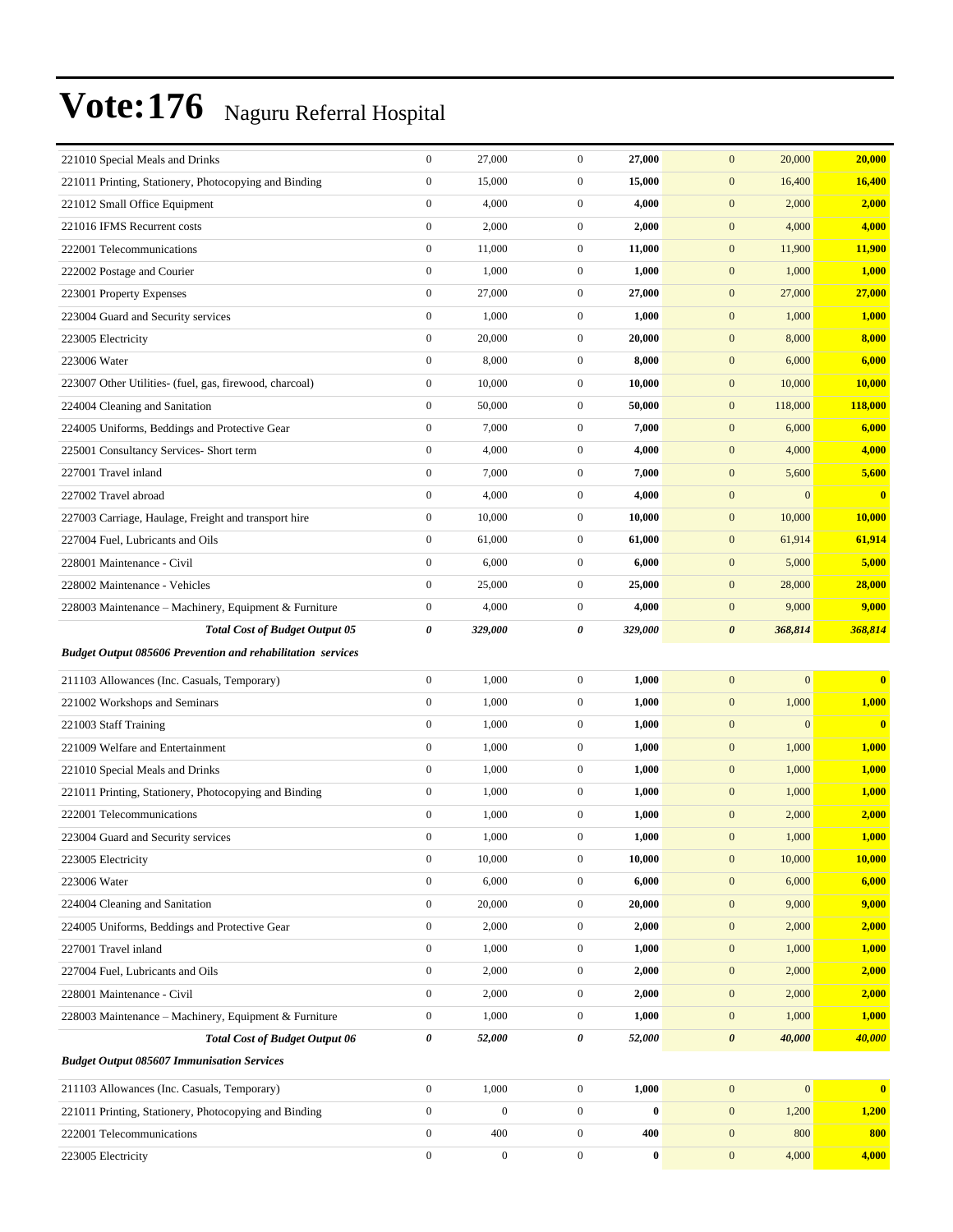# Vote:176 Naguru Referral Hospital

| | | | | | | | |
|---|---|---|---|---|---|---|---|
| 221010 Special Meals and Drinks | 0 | 27,000 | 0 | **27,000** | 0 | 20,000 | **20,000** |
| 221011 Printing, Stationery, Photocopying and Binding | 0 | 15,000 | 0 | **15,000** | 0 | 16,400 | **16,400** |
| 221012 Small Office Equipment | 0 | 4,000 | 0 | **4,000** | 0 | 2,000 | **2,000** |
| 221016 IFMS Recurrent costs | 0 | 2,000 | 0 | **2,000** | 0 | 4,000 | **4,000** |
| 222001 Telecommunications | 0 | 11,000 | 0 | **11,000** | 0 | 11,900 | **11,900** |
| 222002 Postage and Courier | 0 | 1,000 | 0 | **1,000** | 0 | 1,000 | **1,000** |
| 223001 Property Expenses | 0 | 27,000 | 0 | **27,000** | 0 | 27,000 | **27,000** |
| 223004 Guard and Security services | 0 | 1,000 | 0 | **1,000** | 0 | 1,000 | **1,000** |
| 223005 Electricity | 0 | 20,000 | 0 | **20,000** | 0 | 8,000 | **8,000** |
| 223006 Water | 0 | 8,000 | 0 | **8,000** | 0 | 6,000 | **6,000** |
| 223007 Other Utilities- (fuel, gas, firewood, charcoal) | 0 | 10,000 | 0 | **10,000** | 0 | 10,000 | **10,000** |
| 224004 Cleaning and Sanitation | 0 | 50,000 | 0 | **50,000** | 0 | 118,000 | **118,000** |
| 224005 Uniforms, Beddings and Protective Gear | 0 | 7,000 | 0 | **7,000** | 0 | 6,000 | **6,000** |
| 225001 Consultancy Services- Short term | 0 | 4,000 | 0 | **4,000** | 0 | 4,000 | **4,000** |
| 227001 Travel inland | 0 | 7,000 | 0 | **7,000** | 0 | 5,600 | **5,600** |
| 227002 Travel abroad | 0 | 4,000 | 0 | **4,000** | 0 | 0 | **0** |
| 227003 Carriage, Haulage, Freight and transport hire | 0 | 10,000 | 0 | **10,000** | 0 | 10,000 | **10,000** |
| 227004 Fuel, Lubricants and Oils | 0 | 61,000 | 0 | **61,000** | 0 | 61,914 | **61,914** |
| 228001 Maintenance - Civil | 0 | 6,000 | 0 | **6,000** | 0 | 5,000 | **5,000** |
| 228002 Maintenance - Vehicles | 0 | 25,000 | 0 | **25,000** | 0 | 28,000 | **28,000** |
| 228003 Maintenance – Machinery, Equipment & Furniture | 0 | 4,000 | 0 | **4,000** | 0 | 9,000 | **9,000** |
| ***Total Cost of Budget Output 05*** | ***0*** | ***329,000*** | ***0*** | ***329,000*** | ***0*** | ***368,814*** | ***368,814*** |
| ***Budget Output 085606 Prevention and rehabilitation services*** | | | | | | | |
| 211103 Allowances (Inc. Casuals, Temporary) | 0 | 1,000 | 0 | **1,000** | 0 | 0 | **0** |
| 221002 Workshops and Seminars | 0 | 1,000 | 0 | **1,000** | 0 | 1,000 | **1,000** |
| 221003 Staff Training | 0 | 1,000 | 0 | **1,000** | 0 | 0 | **0** |
| 221009 Welfare and Entertainment | 0 | 1,000 | 0 | **1,000** | 0 | 1,000 | **1,000** |
| 221010 Special Meals and Drinks | 0 | 1,000 | 0 | **1,000** | 0 | 1,000 | **1,000** |
| 221011 Printing, Stationery, Photocopying and Binding | 0 | 1,000 | 0 | **1,000** | 0 | 1,000 | **1,000** |
| 222001 Telecommunications | 0 | 1,000 | 0 | **1,000** | 0 | 2,000 | **2,000** |
| 223004 Guard and Security services | 0 | 1,000 | 0 | **1,000** | 0 | 1,000 | **1,000** |
| 223005 Electricity | 0 | 10,000 | 0 | **10,000** | 0 | 10,000 | **10,000** |
| 223006 Water | 0 | 6,000 | 0 | **6,000** | 0 | 6,000 | **6,000** |
| 224004 Cleaning and Sanitation | 0 | 20,000 | 0 | **20,000** | 0 | 9,000 | **9,000** |
| 224005 Uniforms, Beddings and Protective Gear | 0 | 2,000 | 0 | **2,000** | 0 | 2,000 | **2,000** |
| 227001 Travel inland | 0 | 1,000 | 0 | **1,000** | 0 | 1,000 | **1,000** |
| 227004 Fuel, Lubricants and Oils | 0 | 2,000 | 0 | **2,000** | 0 | 2,000 | **2,000** |
| 228001 Maintenance - Civil | 0 | 2,000 | 0 | **2,000** | 0 | 2,000 | **2,000** |
| 228003 Maintenance – Machinery, Equipment & Furniture | 0 | 1,000 | 0 | **1,000** | 0 | 1,000 | **1,000** |
| ***Total Cost of Budget Output 06*** | ***0*** | ***52,000*** | ***0*** | ***52,000*** | ***0*** | ***40,000*** | ***40,000*** |
| ***Budget Output 085607 Immunisation Services*** | | | | | | | |
| 211103 Allowances (Inc. Casuals, Temporary) | 0 | 1,000 | 0 | **1,000** | 0 | 0 | **0** |
| 221011 Printing, Stationery, Photocopying and Binding | 0 | 0 | 0 | **0** | 0 | 1,200 | **1,200** |
| 222001 Telecommunications | 0 | 400 | 0 | **400** | 0 | 800 | **800** |
| 223005 Electricity | 0 | 0 | 0 | **0** | 0 | 4,000 | **4,000** |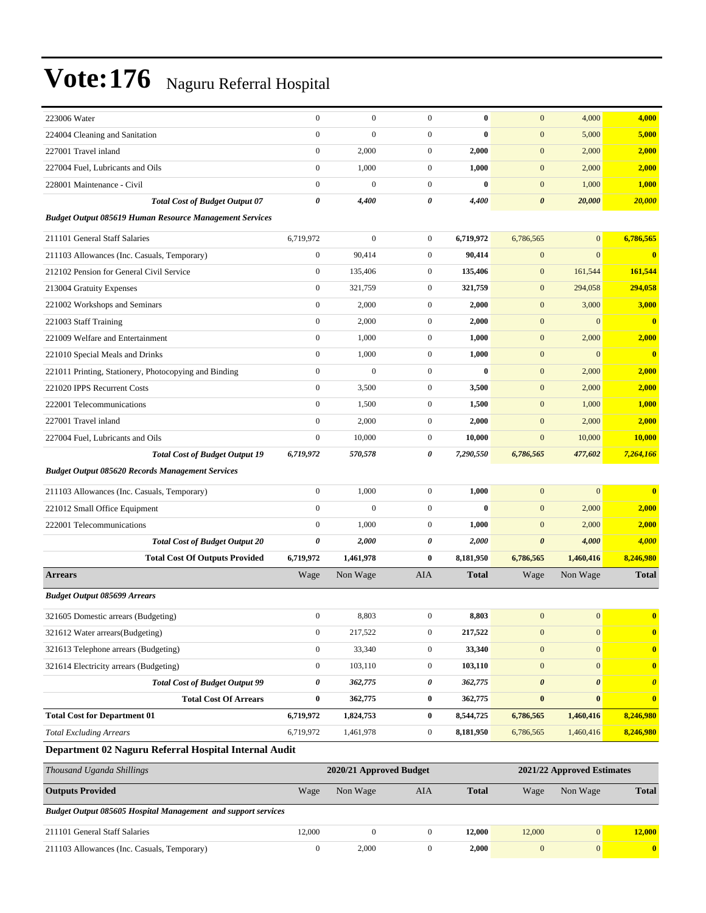# Vote:176 Naguru Referral Hospital

| | | | | | | | |
|---|---|---|---|---|---|---|---|
| 223006 Water | 0 | 0 | 0 | **0** | 0 | 4,000 | **4,000** |
| 224004 Cleaning and Sanitation | 0 | 0 | 0 | **0** | 0 | 5,000 | **5,000** |
| 227001 Travel inland | 0 | 2,000 | 0 | **2,000** | 0 | 2,000 | **2,000** |
| 227004 Fuel, Lubricants and Oils | 0 | 1,000 | 0 | **1,000** | 0 | 2,000 | **2,000** |
| 228001 Maintenance - Civil | 0 | 0 | 0 | **0** | 0 | 1,000 | **1,000** |
| ***Total Cost of Budget Output 07*** | ***0*** | ***4,400*** | ***0*** | ***4,400*** | ***0*** | ***20,000*** | ***20,000*** |
| ***Budget Output 085619 Human Resource Management Services*** | | | | | | | |
| 211101 General Staff Salaries | 6,719,972 | 0 | 0 | **6,719,972** | 6,786,565 | 0 | **6,786,565** |
| 211103 Allowances (Inc. Casuals, Temporary) | 0 | 90,414 | 0 | **90,414** | 0 | 0 | **0** |
| 212102 Pension for General Civil Service | 0 | 135,406 | 0 | **135,406** | 0 | 161,544 | **161,544** |
| 213004 Gratuity Expenses | 0 | 321,759 | 0 | **321,759** | 0 | 294,058 | **294,058** |
| 221002 Workshops and Seminars | 0 | 2,000 | 0 | **2,000** | 0 | 3,000 | **3,000** |
| 221003 Staff Training | 0 | 2,000 | 0 | **2,000** | 0 | 0 | **0** |
| 221009 Welfare and Entertainment | 0 | 1,000 | 0 | **1,000** | 0 | 2,000 | **2,000** |
| 221010 Special Meals and Drinks | 0 | 1,000 | 0 | **1,000** | 0 | 0 | **0** |
| 221011 Printing, Stationery, Photocopying and Binding | 0 | 0 | 0 | **0** | 0 | 2,000 | **2,000** |
| 221020 IPPS Recurrent Costs | 0 | 3,500 | 0 | **3,500** | 0 | 2,000 | **2,000** |
| 222001 Telecommunications | 0 | 1,500 | 0 | **1,500** | 0 | 1,000 | **1,000** |
| 227001 Travel inland | 0 | 2,000 | 0 | **2,000** | 0 | 2,000 | **2,000** |
| 227004 Fuel, Lubricants and Oils | 0 | 10,000 | 0 | **10,000** | 0 | 10,000 | **10,000** |
| ***Total Cost of Budget Output 19*** | ***6,719,972*** | ***570,578*** | ***0*** | ***7,290,550*** | ***6,786,565*** | ***477,602*** | ***7,264,166*** |
| ***Budget Output 085620 Records Management Services*** | | | | | | | |
| 211103 Allowances (Inc. Casuals, Temporary) | 0 | 1,000 | 0 | **1,000** | 0 | 0 | **0** |
| 221012 Small Office Equipment | 0 | 0 | 0 | **0** | 0 | 2,000 | **2,000** |
| 222001 Telecommunications | 0 | 1,000 | 0 | **1,000** | 0 | 2,000 | **2,000** |
| ***Total Cost of Budget Output 20*** | ***0*** | ***2,000*** | ***0*** | ***2,000*** | ***0*** | ***4,000*** | ***4,000*** |
| **Total Cost Of Outputs Provided** | **6,719,972** | **1,461,978** | **0** | **8,181,950** | **6,786,565** | **1,460,416** | **8,246,980** |
| **Arrears** | Wage | Non Wage | AIA | **Total** | Wage | Non Wage | **Total** |
| ***Budget Output 085699 Arrears*** | | | | | | | |
| 321605 Domestic arrears (Budgeting) | 0 | 8,803 | 0 | **8,803** | 0 | 0 | **0** |
| 321612 Water arrears(Budgeting) | 0 | 217,522 | 0 | **217,522** | 0 | 0 | **0** |
| 321613 Telephone arrears (Budgeting) | 0 | 33,340 | 0 | **33,340** | 0 | 0 | **0** |
| 321614 Electricity arrears (Budgeting) | 0 | 103,110 | 0 | **103,110** | 0 | 0 | **0** |
| ***Total Cost of Budget Output 99*** | ***0*** | ***362,775*** | ***0*** | ***362,775*** | ***0*** | ***0*** | ***0*** |
| **Total Cost Of Arrears** | **0** | **362,775** | **0** | **362,775** | **0** | **0** | **0** |
| **Total Cost for Department 01** | **6,719,972** | **1,824,753** | **0** | **8,544,725** | **6,786,565** | **1,460,416** | **8,246,980** |
| *Total Excluding Arrears* | 6,719,972 | 1,461,978 | 0 | 8,181,950 | 6,786,565 | 1,460,416 | **8,246,980** |

## Department 02 Naguru Referral Hospital Internal Audit

| *Thousand Uganda Shillings* | | **2020/21 Approved Budget** | | | | **2021/22 Approved Estimates** | |
|---|---|---|---|---|---|---|---|
| **Outputs Provided** | Wage | Non Wage | AIA | **Total** | Wage | Non Wage | **Total** |
| ***Budget Output 085605 Hospital Management and support services*** | | | | | | | |
| 211101 General Staff Salaries | 12,000 | 0 | 0 | **12,000** | 12,000 | 0 | **12,000** |
| 211103 Allowances (Inc. Casuals, Temporary) | 0 | 2,000 | 0 | **2,000** | 0 | 0 | **0** |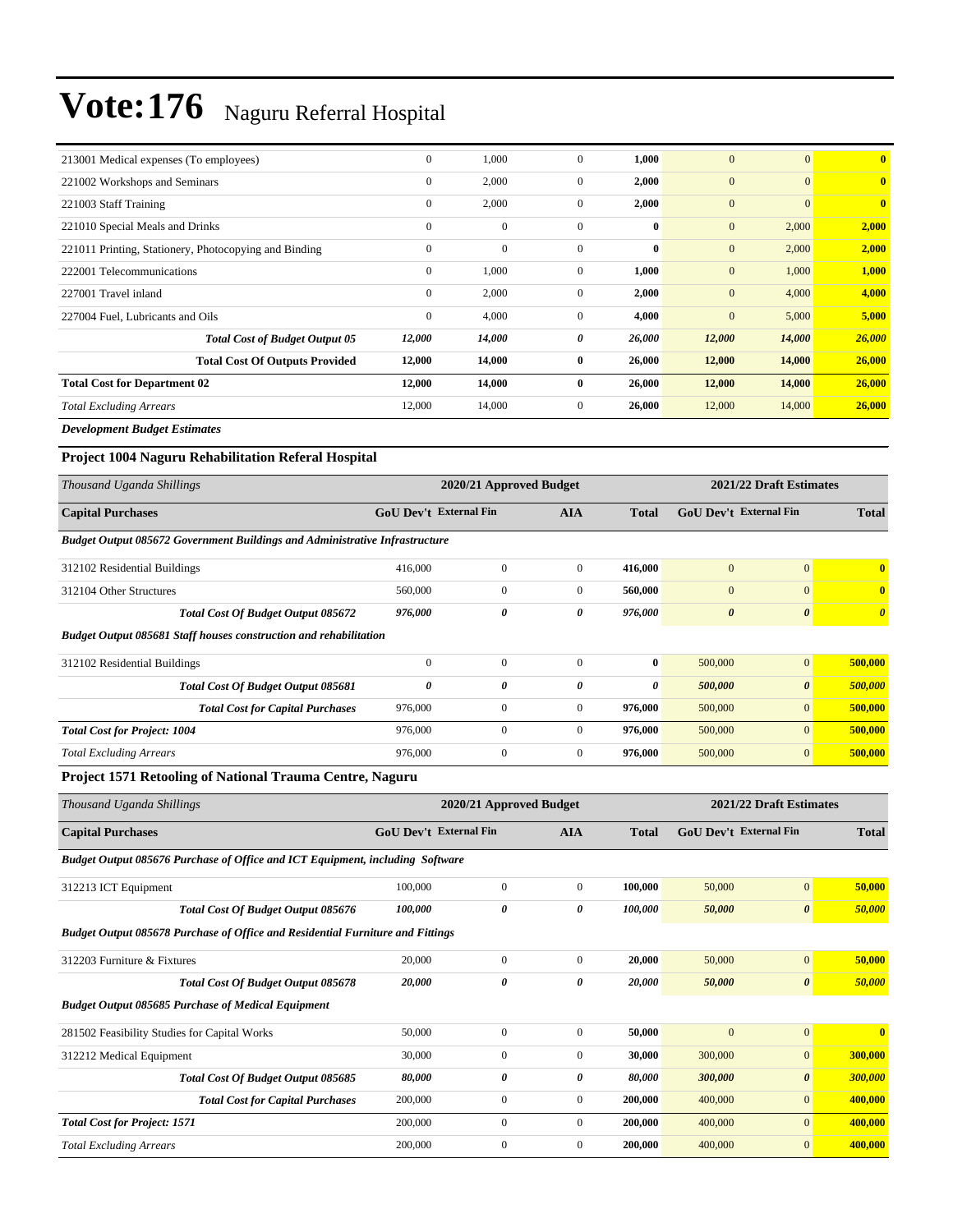# Vote:176 Naguru Referral Hospital

| | | | | | | | |
|---|---|---|---|---|---|---|---|
| 213001 Medical expenses (To employees) | 0 | 1,000 | 0 | **1,000** | 0 | 0 | **0** |
| 221002 Workshops and Seminars | 0 | 2,000 | 0 | **2,000** | 0 | 0 | **0** |
| 221003 Staff Training | 0 | 2,000 | 0 | **2,000** | 0 | 0 | **0** |
| 221010 Special Meals and Drinks | 0 | 0 | 0 | **0** | 0 | 2,000 | **2,000** |
| 221011 Printing, Stationery, Photocopying and Binding | 0 | 0 | 0 | **0** | 0 | 2,000 | **2,000** |
| 222001 Telecommunications | 0 | 1,000 | 0 | **1,000** | 0 | 1,000 | **1,000** |
| 227001 Travel inland | 0 | 2,000 | 0 | **2,000** | 0 | 4,000 | **4,000** |
| 227004 Fuel, Lubricants and Oils | 0 | 4,000 | 0 | **4,000** | 0 | 5,000 | **5,000** |
| ***Total Cost of Budget Output 05*** | ***12,000*** | ***14,000*** | ***0*** | ***26,000*** | ***12,000*** | ***14,000*** | ***26,000*** |
| **Total Cost Of Outputs Provided** | **12,000** | **14,000** | **0** | **26,000** | **12,000** | **14,000** | **26,000** |
| **Total Cost for Department 02** | **12,000** | **14,000** | **0** | **26,000** | **12,000** | **14,000** | **26,000** |
| *Total Excluding Arrears* | 12,000 | 14,000 | 0 | **26,000** | 12,000 | 14,000 | **26,000** |

***Development Budget Estimates***

### Project 1004 Naguru Rehabilitation Referal Hospital

| *Thousand Uganda Shillings* | 2020/21 Approved Budget | | | | 2021/22 Draft Estimates | | |
|---|---|---|---|---|---|---|---|
| **Capital Purchases** | **GoU Dev't** | **External Fin** | **AIA** | **Total** | **GoU Dev't** | **External Fin** | **Total** |
| ***Budget Output 085672 Government Buildings and Administrative Infrastructure*** | | | | | | | |
| 312102 Residential Buildings | 416,000 | 0 | 0 | **416,000** | 0 | 0 | **0** |
| 312104 Other Structures | 560,000 | 0 | 0 | **560,000** | 0 | 0 | **0** |
| ***Total Cost Of Budget Output 085672*** | ***976,000*** | ***0*** | ***0*** | ***976,000*** | ***0*** | ***0*** | ***0*** |
| ***Budget Output 085681 Staff houses construction and rehabilitation*** | | | | | | | |
| 312102 Residential Buildings | 0 | 0 | 0 | **0** | 500,000 | 0 | **500,000** |
| ***Total Cost Of Budget Output 085681*** | ***0*** | ***0*** | ***0*** | ***0*** | ***500,000*** | ***0*** | ***500,000*** |
| **Total Cost for Capital Purchases** | 976,000 | 0 | 0 | **976,000** | 500,000 | 0 | **500,000** |
| ***Total Cost for Project: 1004*** | 976,000 | 0 | 0 | **976,000** | 500,000 | 0 | **500,000** |
| *Total Excluding Arrears* | 976,000 | 0 | 0 | **976,000** | 500,000 | 0 | **500,000** |

### Project 1571 Retooling of National Trauma Centre, Naguru

| *Thousand Uganda Shillings* | 2020/21 Approved Budget | | | | 2021/22 Draft Estimates | | |
|---|---|---|---|---|---|---|---|
| **Capital Purchases** | **GoU Dev't** | **External Fin** | **AIA** | **Total** | **GoU Dev't** | **External Fin** | **Total** |
| ***Budget Output 085676 Purchase of Office and ICT Equipment, including Software*** | | | | | | | |
| 312213 ICT Equipment | 100,000 | 0 | 0 | **100,000** | 50,000 | 0 | **50,000** |
| ***Total Cost Of Budget Output 085676*** | ***100,000*** | ***0*** | ***0*** | ***100,000*** | ***50,000*** | ***0*** | ***50,000*** |
| ***Budget Output 085678 Purchase of Office and Residential Furniture and Fittings*** | | | | | | | |
| 312203 Furniture & Fixtures | 20,000 | 0 | 0 | **20,000** | 50,000 | 0 | **50,000** |
| ***Total Cost Of Budget Output 085678*** | ***20,000*** | ***0*** | ***0*** | ***20,000*** | ***50,000*** | ***0*** | ***50,000*** |
| ***Budget Output 085685 Purchase of Medical Equipment*** | | | | | | | |
| 281502 Feasibility Studies for Capital Works | 50,000 | 0 | 0 | **50,000** | 0 | 0 | **0** |
| 312212 Medical Equipment | 30,000 | 0 | 0 | **30,000** | 300,000 | 0 | **300,000** |
| ***Total Cost Of Budget Output 085685*** | ***80,000*** | ***0*** | ***0*** | ***80,000*** | ***300,000*** | ***0*** | ***300,000*** |
| **Total Cost for Capital Purchases** | 200,000 | 0 | 0 | **200,000** | 400,000 | 0 | **400,000** |
| ***Total Cost for Project: 1571*** | 200,000 | 0 | 0 | **200,000** | 400,000 | 0 | **400,000** |
| *Total Excluding Arrears* | 200,000 | 0 | 0 | **200,000** | 400,000 | 0 | **400,000** |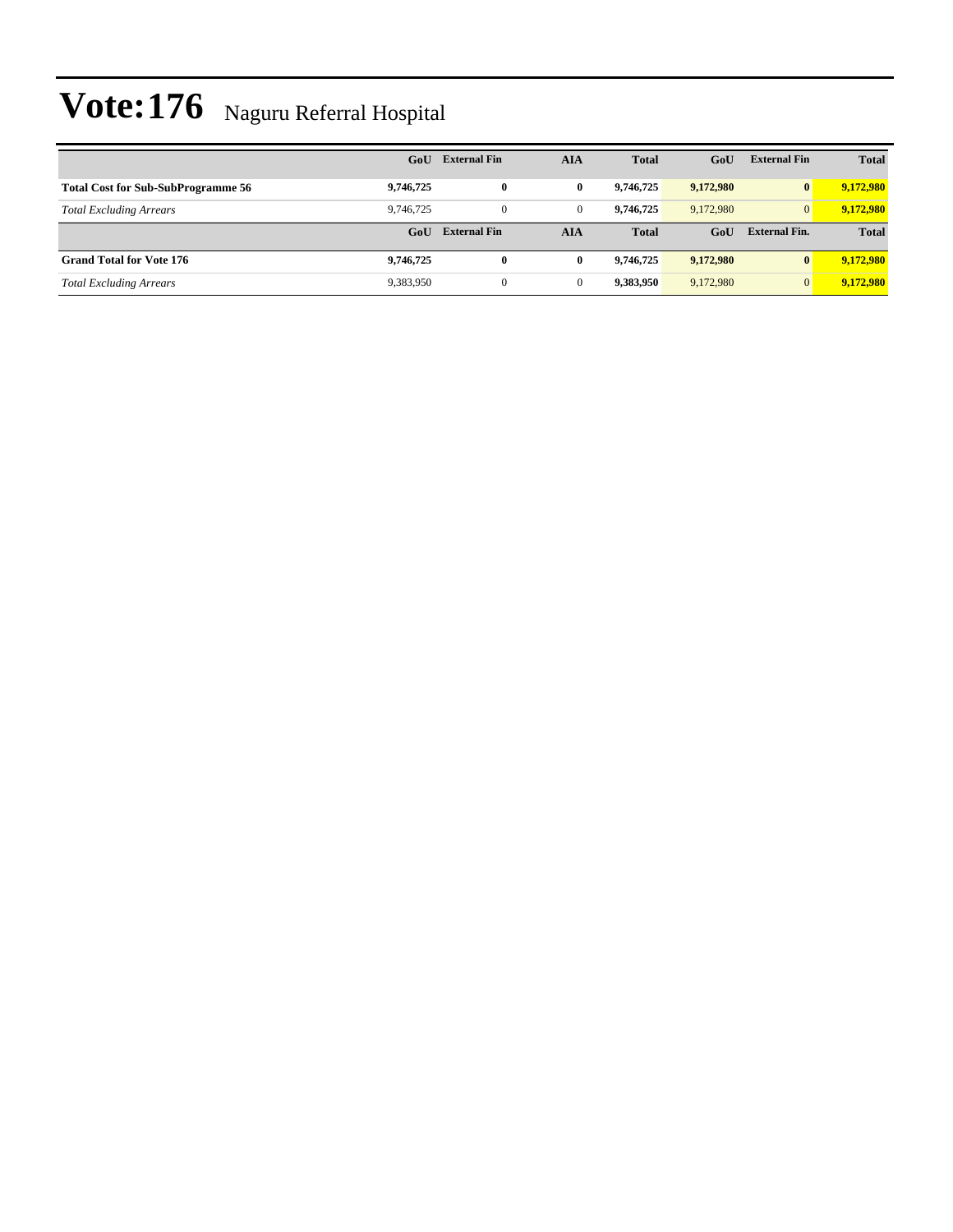# Vote:176 Naguru Referral Hospital

| | GoU | External Fin | AIA | Total | GoU | External Fin | Total |
|---|---|---|---|---|---|---|---|
| **Total Cost for Sub-SubProgramme 56** | **9,746,725** | **0** | **0** | **9,746,725** | **9,172,980** | **0** | **9,172,980** |
| *Total Excluding Arrears* | 9,746,725 | 0 | 0 | **9,746,725** | 9,172,980 | 0 | **9,172,980** |
| | **GoU** | **External Fin** | **AIA** | **Total** | **GoU** | **External Fin.** | **Total** |
| **Grand Total for Vote 176** | **9,746,725** | **0** | **0** | **9,746,725** | **9,172,980** | **0** | **9,172,980** |
| *Total Excluding Arrears* | 9,383,950 | 0 | 0 | **9,383,950** | 9,172,980 | 0 | **9,172,980** |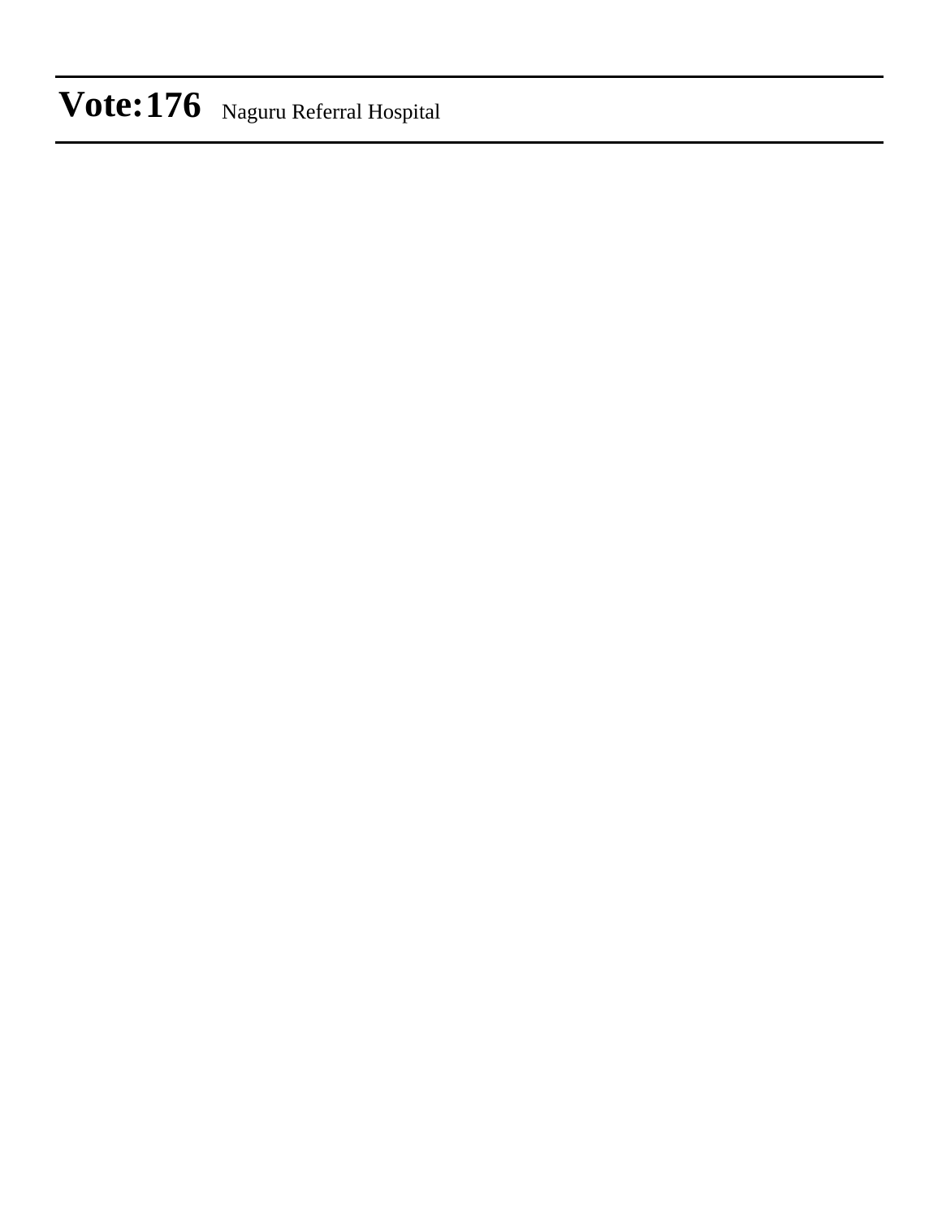# Vote:176 Naguru Referral Hospital